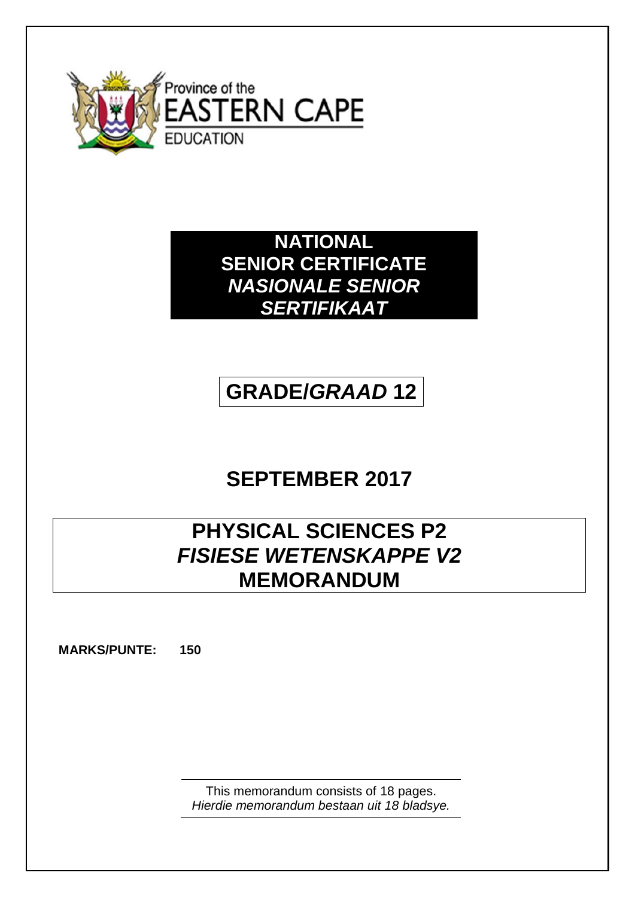Province of the
EASTERN CAPE
EDUCATION

# NATIONAL SENIOR CERTIFICATE
# *NASIONALE SENIOR SERTIFIKAAT*

## GRADE/*GRAAD* 12

## SEPTEMBER 2017

## PHYSICAL SCIENCES P2
## *FISIESE WETENSKAPPE V2*
## MEMORANDUM

**MARKS/PUNTE:** **150**

This memorandum consists of 18 pages.
*Hierdie memorandum bestaan uit 18 bladsye.*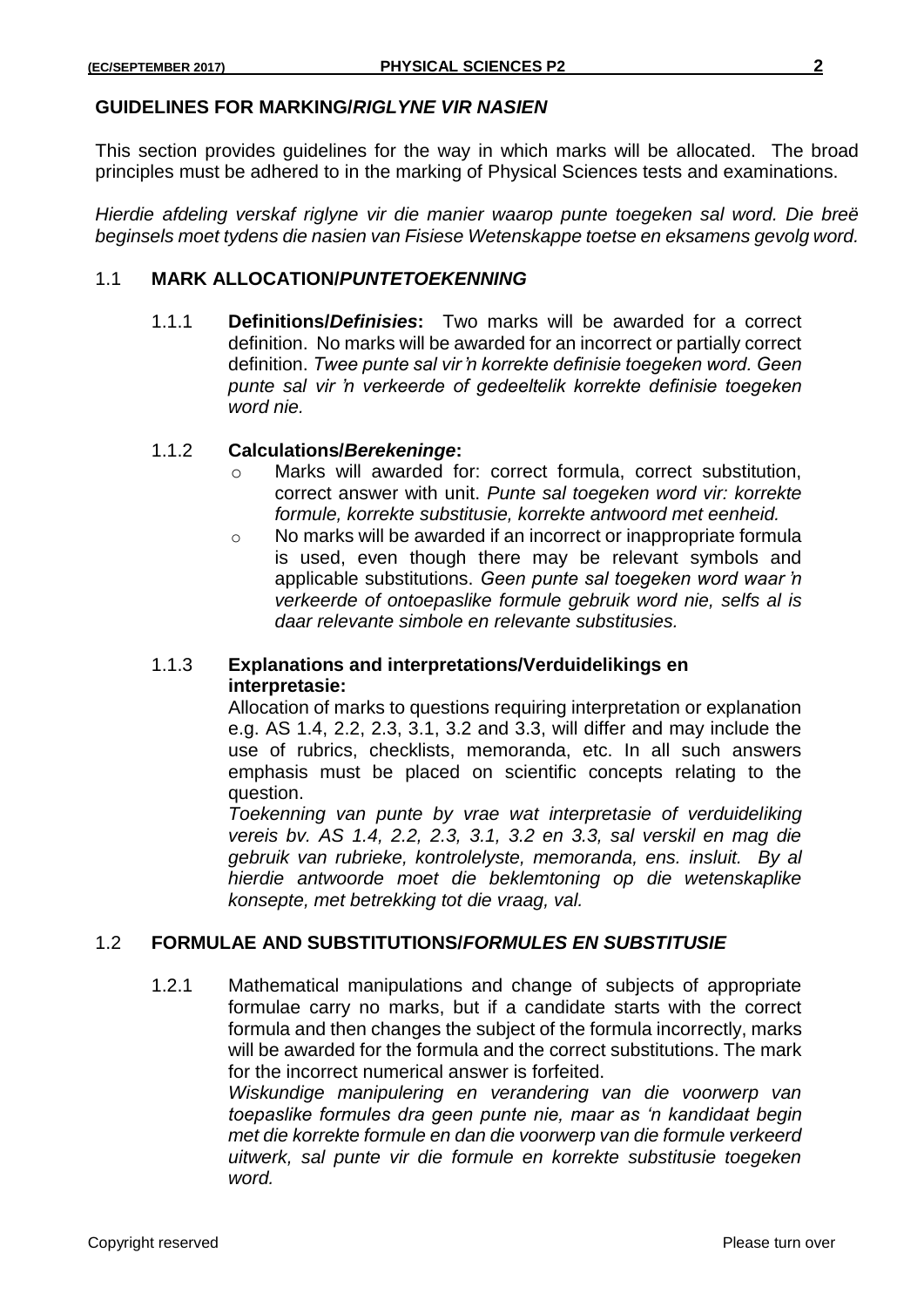## GUIDELINES FOR MARKING/*RIGLYNE VIR NASIEN*

This section provides guidelines for the way in which marks will be allocated. The broad principles must be adhered to in the marking of Physical Sciences tests and examinations.

*Hierdie afdeling verskaf riglyne vir die manier waarop punte toegeken sal word. Die breë beginsels moet tydens die nasien van Fisiese Wetenskappe toetse en eksamens gevolg word.*

### 1.1 MARK ALLOCATION/*PUNTETOEKENNING*

1.1.1 **Definitions/*Definisies*:** Two marks will be awarded for a correct definition. No marks will be awarded for an incorrect or partially correct definition. *Twee punte sal vir 'n korrekte definisie toegeken word. Geen punte sal vir 'n verkeerde of gedeeltelik korrekte definisie toegeken word nie.*

1.1.2 **Calculations/*Berekeninge*:**

- Marks will awarded for: correct formula, correct substitution, correct answer with unit. *Punte sal toegeken word vir: korrekte formule, korrekte substitusie, korrekte antwoord met eenheid.*
- No marks will be awarded if an incorrect or inappropriate formula is used, even though there may be relevant symbols and applicable substitutions. *Geen punte sal toegeken word waar 'n verkeerde of ontoepaslike formule gebruik word nie, selfs al is daar relevante simbole en relevante substitusies.*

1.1.3 **Explanations and interpretations/Verduidelikings en interpretasie:**

Allocation of marks to questions requiring interpretation or explanation e.g. AS 1.4, 2.2, 2.3, 3.1, 3.2 and 3.3, will differ and may include the use of rubrics, checklists, memoranda, etc. In all such answers emphasis must be placed on scientific concepts relating to the question.

*Toekenning van punte by vrae wat interpretasie of verduideliking vereis bv. AS 1.4, 2.2, 2.3, 3.1, 3.2 en 3.3, sal verskil en mag die gebruik van rubrieke, kontrolelyste, memoranda, ens. insluit. By al hierdie antwoorde moet die beklemtoning op die wetenskaplike konsepte, met betrekking tot die vraag, val.*

### 1.2 FORMULAE AND SUBSTITUTIONS/*FORMULES EN SUBSTITUSIE*

1.2.1 Mathematical manipulations and change of subjects of appropriate formulae carry no marks, but if a candidate starts with the correct formula and then changes the subject of the formula incorrectly, marks will be awarded for the formula and the correct substitutions. The mark for the incorrect numerical answer is forfeited.

*Wiskundige manipulering en verandering van die voorwerp van toepaslike formules dra geen punte nie, maar as 'n kandidaat begin met die korrekte formule en dan die voorwerp van die formule verkeerd uitwerk, sal punte vir die formule en korrekte substitusie toegeken word.*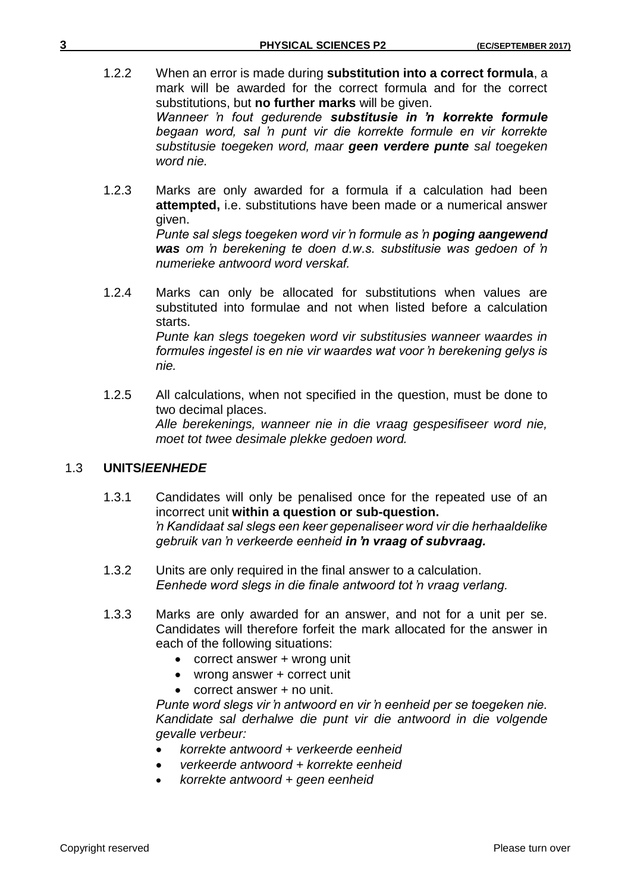1.2.2 When an error is made during **substitution into a correct formula**, a mark will be awarded for the correct formula and for the correct substitutions, but **no further marks** will be given.
*Wanneer 'n fout gedurende **substitusie in 'n korrekte formule** begaan word, sal 'n punt vir die korrekte formule en vir korrekte substitusie toegeken word, maar **geen verdere punte** sal toegeken word nie.*

1.2.3 Marks are only awarded for a formula if a calculation had been **attempted,** i.e. substitutions have been made or a numerical answer given.
*Punte sal slegs toegeken word vir 'n formule as 'n **poging aangewend was** om 'n berekening te doen d.w.s. substitusie was gedoen of 'n numerieke antwoord word verskaf.*

1.2.4 Marks can only be allocated for substitutions when values are substituted into formulae and not when listed before a calculation starts.
*Punte kan slegs toegeken word vir substitusies wanneer waardes in formules ingestel is en nie vir waardes wat voor 'n berekening gelys is nie.*

1.2.5 All calculations, when not specified in the question, must be done to two decimal places.
*Alle berekenings, wanneer nie in die vraag gespesifiseer word nie, moet tot twee desimale plekke gedoen word.*

## 1.3 UNITS/*EENHEDE*

1.3.1 Candidates will only be penalised once for the repeated use of an incorrect unit **within a question or sub-question.**
*'n Kandidaat sal slegs een keer gepenaliseer word vir die herhaaldelike gebruik van 'n verkeerde eenheid **in 'n vraag of subvraag.***

1.3.2 Units are only required in the final answer to a calculation.
*Eenhede word slegs in die finale antwoord tot 'n vraag verlang.*

1.3.3 Marks are only awarded for an answer, and not for a unit per se. Candidates will therefore forfeit the mark allocated for the answer in each of the following situations:

- correct answer + wrong unit
- wrong answer + correct unit
- correct answer + no unit.

*Punte word slegs vir 'n antwoord en vir 'n eenheid per se toegeken nie. Kandidate sal derhalwe die punt vir die antwoord in die volgende gevalle verbeur:*

- *korrekte antwoord + verkeerde eenheid*
- *verkeerde antwoord + korrekte eenheid*
- *korrekte antwoord + geen eenheid*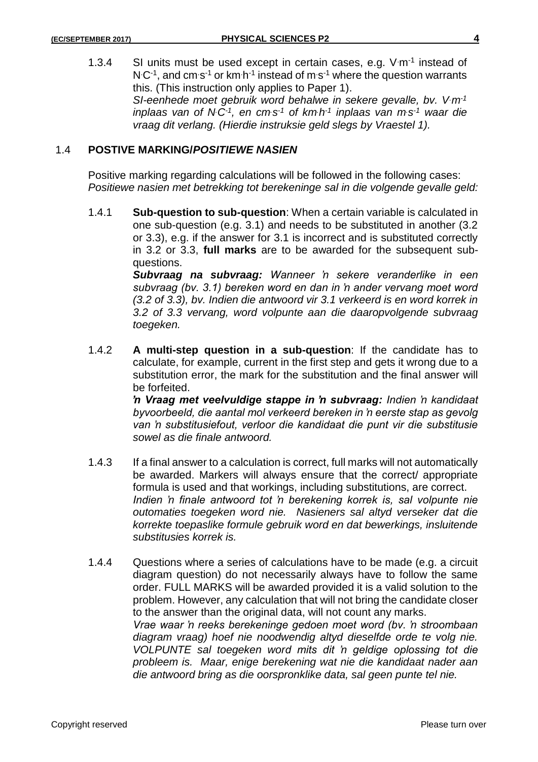1.3.4 SI units must be used except in certain cases, e.g. $V{\cdot}m^{-1}$ instead of $N{\cdot}C^{-1}$, and $cm{\cdot}s^{-1}$ or $km{\cdot}h^{-1}$ instead of $m{\cdot}s^{-1}$ where the question warrants this. (This instruction only applies to Paper 1).
*SI-eenhede moet gebruik word behalwe in sekere gevalle, bv. $V{\cdot}m^{-1}$ inplaas van of $N{\cdot}C^{-1}$, en $cm{\cdot}s^{-1}$ of $km{\cdot}h^{-1}$ inplaas van $m{\cdot}s^{-1}$ waar die vraag dit verlang. (Hierdie instruksie geld slegs by Vraestel 1).*

## 1.4 POSTIVE MARKING/*POSITIEWE NASIEN*

Positive marking regarding calculations will be followed in the following cases:
*Positiewe nasien met betrekking tot berekeninge sal in die volgende gevalle geld:*

1.4.1 **Sub-question to sub-question**: When a certain variable is calculated in one sub-question (e.g. 3.1) and needs to be substituted in another (3.2 or 3.3), e.g. if the answer for 3.1 is incorrect and is substituted correctly in 3.2 or 3.3, **full marks** are to be awarded for the subsequent sub-questions.
***Subvraag na subvraag:*** *Wanneer 'n sekere veranderlike in een subvraag (bv. 3.1) bereken word en dan in 'n ander vervang moet word (3.2 of 3.3), bv. Indien die antwoord vir 3.1 verkeerd is en word korrek in 3.2 of 3.3 vervang, word volpunte aan die daaropvolgende subvraag toegeken.*

1.4.2 **A multi-step question in a sub-question**: If the candidate has to calculate, for example, current in the first step and gets it wrong due to a substitution error, the mark for the substitution and the final answer will be forfeited.
***'n Vraag met veelvuldige stappe in 'n subvraag:*** *Indien 'n kandidaat byvoorbeeld, die aantal mol verkeerd bereken in 'n eerste stap as gevolg van 'n substitusiefout, verloor die kandidaat die punt vir die substitusie sowel as die finale antwoord.*

1.4.3 If a final answer to a calculation is correct, full marks will not automatically be awarded. Markers will always ensure that the correct/ appropriate formula is used and that workings, including substitutions, are correct.
*Indien 'n finale antwoord tot 'n berekening korrek is, sal volpunte nie outomaties toegeken word nie. Nasieners sal altyd verseker dat die korrekte toepaslike formule gebruik word en dat bewerkings, insluitende substitusies korrek is.*

1.4.4 Questions where a series of calculations have to be made (e.g. a circuit diagram question) do not necessarily always have to follow the same order. FULL MARKS will be awarded provided it is a valid solution to the problem. However, any calculation that will not bring the candidate closer to the answer than the original data, will not count any marks.
*Vrae waar 'n reeks berekeninge gedoen moet word (bv. 'n stroombaan diagram vraag) hoef nie noodwendig altyd dieselfde orde te volg nie. VOLPUNTE sal toegeken word mits dit 'n geldige oplossing tot die probleem is. Maar, enige berekening wat nie die kandidaat nader aan die antwoord bring as die oorspronklike data, sal geen punte tel nie.*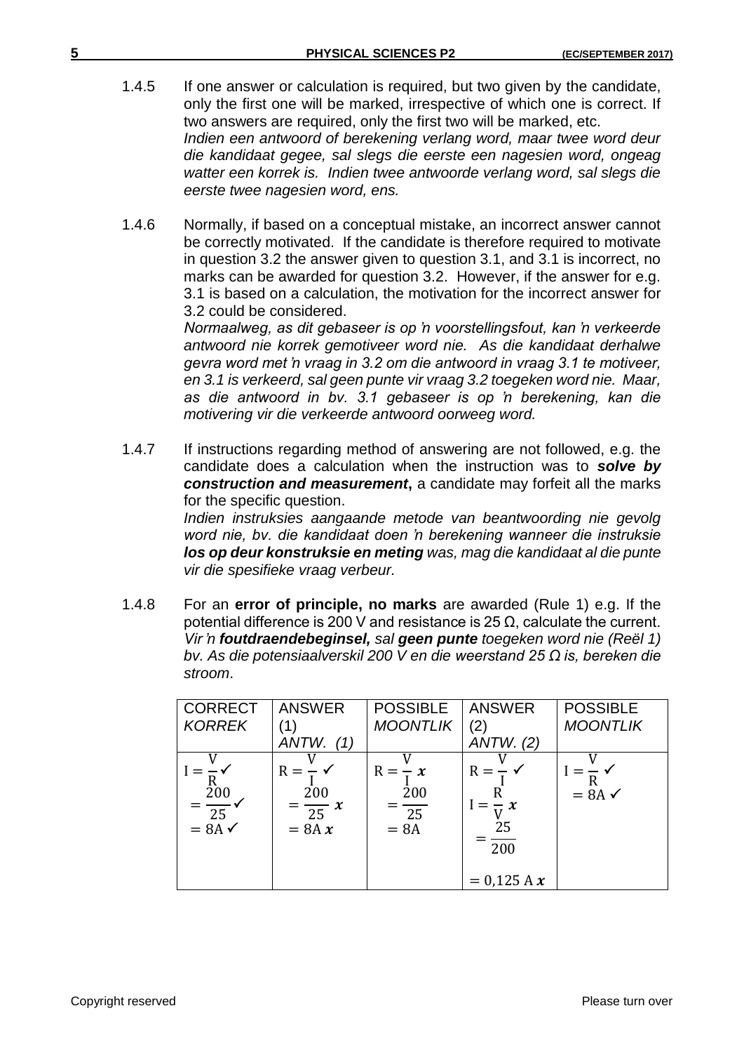1.4.5 If one answer or calculation is required, but two given by the candidate, only the first one will be marked, irrespective of which one is correct. If two answers are required, only the first two will be marked, etc.
*Indien een antwoord of berekening verlang word, maar twee word deur die kandidaat gegee, sal slegs die eerste een nagesien word, ongeag watter een korrek is. Indien twee antwoorde verlang word, sal slegs die eerste twee nagesien word, ens.*

1.4.6 Normally, if based on a conceptual mistake, an incorrect answer cannot be correctly motivated. If the candidate is therefore required to motivate in question 3.2 the answer given to question 3.1, and 3.1 is incorrect, no marks can be awarded for question 3.2. However, if the answer for e.g. 3.1 is based on a calculation, the motivation for the incorrect answer for 3.2 could be considered.
*Normaalweg, as dit gebaseer is op 'n voorstellingsfout, kan 'n verkeerde antwoord nie korrek gemotiveer word nie. As die kandidaat derhalwe gevra word met 'n vraag in 3.2 om die antwoord in vraag 3.1 te motiveer, en 3.1 is verkeerd, sal geen punte vir vraag 3.2 toegeken word nie. Maar, as die antwoord in bv. 3.1 gebaseer is op 'n berekening, kan die motivering vir die verkeerde antwoord oorweeg word.*

1.4.7 If instructions regarding method of answering are not followed, e.g. the candidate does a calculation when the instruction was to ***solve by construction and measurement***, a candidate may forfeit all the marks for the specific question.
*Indien instruksies aangaande metode van beantwoording nie gevolg word nie, bv. die kandidaat doen 'n berekening wanneer die instruksie* ***los op deur konstruksie en meting*** *was, mag die kandidaat al die punte vir die spesifieke vraag verbeur.*

1.4.8 For an **error of principle, no marks** are awarded (Rule 1) e.g. If the potential difference is 200 V and resistance is 25 Ω, calculate the current.
*Vir 'n* ***foutdraendebeginsel,*** *sal* ***geen punte*** *toegeken word nie (Reël 1) bv. As die potensiaalverskil 200 V en die weerstand 25 Ω is, bereken die stroom.*

| CORRECT *KORREK* | ANSWER (1) *ANTW. (1)* | POSSIBLE *MOONTLIK* | ANSWER (2) *ANTW. (2)* | POSSIBLE *MOONTLIK* |
|---|---|---|---|---|
| $I = \frac{V}{R}$ ✓ <br> $= \frac{200}{25}$ ✓ <br> $= 8\text{A}$ ✓ | $R = \frac{V}{I}$ ✓ <br> $= \frac{200}{25}$ ✗ <br> $= 8\text{A}$ ✗ | $R = \frac{V}{I}$ ✗ <br> $= \frac{200}{25}$ <br> $= 8\text{A}$ | $R = \frac{V}{I}$ ✓ <br> $I = \frac{R}{V}$ ✗ <br> $= \frac{25}{200}$ <br> $= 0{,}125\text{ A}$ ✗ | $I = \frac{V}{R}$ ✓ <br> $= 8\text{A}$ ✓ |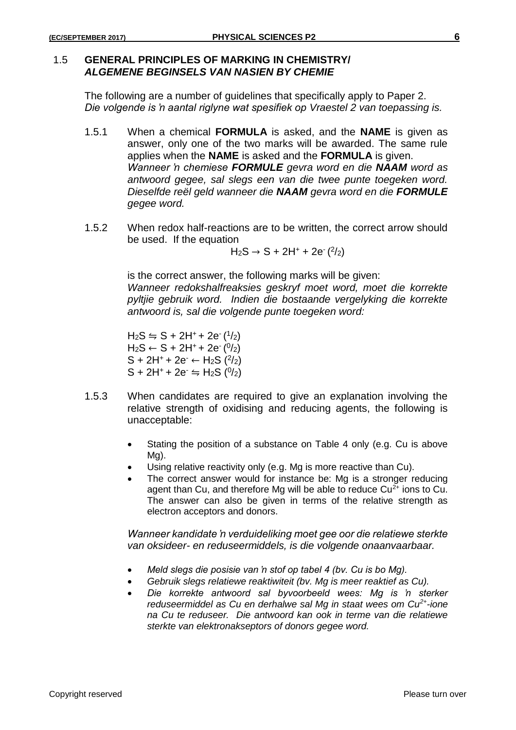## 1.5 GENERAL PRINCIPLES OF MARKING IN CHEMISTRY/ *ALGEMENE BEGINSELS VAN NASIEN BY CHEMIE*

The following are a number of guidelines that specifically apply to Paper 2.
*Die volgende is 'n aantal riglyne wat spesifiek op Vraestel 2 van toepassing is.*

1.5.1 When a chemical **FORMULA** is asked, and the **NAME** is given as answer, only one of the two marks will be awarded. The same rule applies when the **NAME** is asked and the **FORMULA** is given.
*Wanneer 'n chemiese **FORMULE** gevra word en die **NAAM** word as antwoord gegee, sal slegs een van die twee punte toegeken word. Dieselfde reël geld wanneer die **NAAM** gevra word en die **FORMULE** gegee word.*

1.5.2 When redox half-reactions are to be written, the correct arrow should be used. If the equation

$$H_2S \rightarrow S + 2H^+ + 2e^- \ (^2/_2)$$

is the correct answer, the following marks will be given:
*Wanneer redokshalfreaksies geskryf moet word, moet die korrekte pyltjie gebruik word. Indien die bostaande vergelyking die korrekte antwoord is, sal die volgende punte toegeken word:*

$H_2S \leftrightharpoons S + 2H^+ + 2e^- \ (^1/_2)$
$H_2S \leftarrow S + 2H^+ + 2e^- \ (^0/_2)$
$S + 2H^+ + 2e^- \leftarrow H_2S \ (^2/_2)$
$S + 2H^+ + 2e^- \leftrightharpoons H_2S \ (^0/_2)$

1.5.3 When candidates are required to give an explanation involving the relative strength of oxidising and reducing agents, the following is unacceptable:

- Stating the position of a substance on Table 4 only (e.g. Cu is above Mg).
- Using relative reactivity only (e.g. Mg is more reactive than Cu).
- The correct answer would for instance be: Mg is a stronger reducing agent than Cu, and therefore Mg will be able to reduce $Cu^{2+}$ ions to Cu. The answer can also be given in terms of the relative strength as electron acceptors and donors.

*Wanneer kandidate 'n verduideliking moet gee oor die relatiewe sterkte van oksideer- en reduseermiddels, is die volgende onaanvaarbaar.*

- *Meld slegs die posisie van 'n stof op tabel 4 (bv. Cu is bo Mg).*
- *Gebruik slegs relatiewe reaktiwiteit (bv. Mg is meer reaktief as Cu).*
- *Die korrekte antwoord sal byvoorbeeld wees: Mg is 'n sterker reduseermiddel as Cu en derhalwe sal Mg in staat wees om $Cu^{2+}$-ione na Cu te reduseer. Die antwoord kan ook in terme van die relatiewe sterkte van elektronakseptors of donors gegee word.*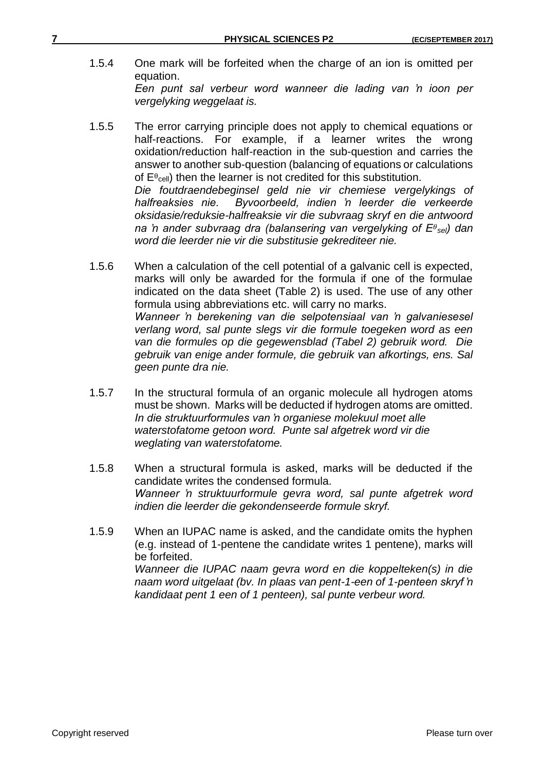1.5.4 One mark will be forfeited when the charge of an ion is omitted per equation.
*Een punt sal verbeur word wanneer die lading van 'n ioon per vergelyking weggelaat is.*

1.5.5 The error carrying principle does not apply to chemical equations or half-reactions. For example, if a learner writes the wrong oxidation/reduction half-reaction in the sub-question and carries the answer to another sub-question (balancing of equations or calculations of $E^{\theta}_{cell}$) then the learner is not credited for this substitution.
*Die foutdraendebeginsel geld nie vir chemiese vergelykings of halfreaksies nie. Byvoorbeeld, indien 'n leerder die verkeerde oksidasie/reduksie-halfreaksie vir die subvraag skryf en die antwoord na 'n ander subvraag dra (balansering van vergelyking of $E^{\theta}_{sel}$) dan word die leerder nie vir die substitusie gekrediteer nie.*

1.5.6 When a calculation of the cell potential of a galvanic cell is expected, marks will only be awarded for the formula if one of the formulae indicated on the data sheet (Table 2) is used. The use of any other formula using abbreviations etc. will carry no marks.
*Wanneer 'n berekening van die selpotensiaal van 'n galvaniesesel verlang word, sal punte slegs vir die formule toegeken word as een van die formules op die gegewensblad (Tabel 2) gebruik word. Die gebruik van enige ander formule, die gebruik van afkortings, ens. Sal geen punte dra nie.*

1.5.7 In the structural formula of an organic molecule all hydrogen atoms must be shown. Marks will be deducted if hydrogen atoms are omitted.
*In die struktuurformules van 'n organiese molekuul moet alle waterstofatome getoon word. Punte sal afgetrek word vir die weglating van waterstofatome.*

1.5.8 When a structural formula is asked, marks will be deducted if the candidate writes the condensed formula.
*Wanneer 'n struktuurformule gevra word, sal punte afgetrek word indien die leerder die gekondenseerde formule skryf.*

1.5.9 When an IUPAC name is asked, and the candidate omits the hyphen (e.g. instead of 1-pentene the candidate writes 1 pentene), marks will be forfeited.
*Wanneer die IUPAC naam gevra word en die koppelteken(s) in die naam word uitgelaat (bv. In plaas van pent-1-een of 1-penteen skryf 'n kandidaat pent 1 een of 1 penteen), sal punte verbeur word.*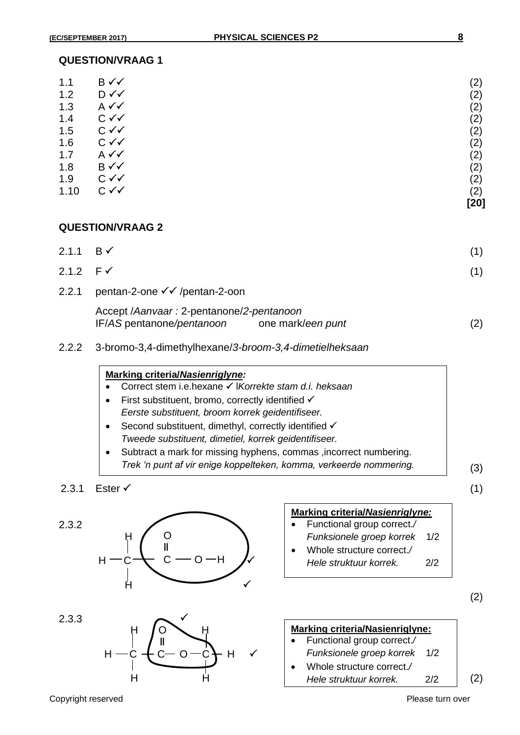## QUESTION/VRAAG 1

| | | |
|---|---|---|
| 1.1 | B ✓✓ | (2) |
| 1.2 | D ✓✓ | (2) |
| 1.3 | A ✓✓ | (2) |
| 1.4 | C ✓✓ | (2) |
| 1.5 | C ✓✓ | (2) |
| 1.6 | C ✓✓ | (2) |
| 1.7 | A ✓✓ | (2) |
| 1.8 | B ✓✓ | (2) |
| 1.9 | C ✓✓ | (2) |
| 1.10 | C ✓✓ | (2) |
| | | **[20]** |

## QUESTION/VRAAG 2

2.1.1 B ✓ (1)

2.1.2 F ✓ (1)

2.2.1 pentan-2-one ✓✓ /pentan-2-oon

Accept /*Aanvaar :* 2-pentanone/*2-pentanoon*
IF/*AS* pentanone/*pentanoon* one mark/*een punt* (2)

2.2.2 3-bromo-3,4-dimethylhexane/*3-broom-3,4-dimetielheksaan*

**Marking criteria/*Nasienriglyne:***

- Correct stem i.e.hexane ✓ /*Korrekte stam d.i. heksaan*
- First substituent, bromo, correctly identified ✓
  *Eerste substituent, broom korrek geidentifiseer.*
- Second substituent, dimethyl, correctly identified ✓
  *Tweede substituent, dimetiel, korrek geidentifiseer.*
- Subtract a mark for missing hyphens, commas ,incorrect numbering.
  *Trek 'n punt af vir enige koppelteken, komma, verkeerde nommering.*

(3)

2.3.1 Ester ✓ (1)

2.3.2

```
   H    O
   |    ‖
H— C —  C — O — H   ✓
   |
   H                ✓
```

(Functional group –COOH circled)

**Marking criteria/*Nasienriglyne:***

- Functional group correct./ *Funksionele groep korrek* 1/2
- Whole structure correct./ *Hele struktuur korrek.* 2/2

(2)

2.3.3

```
   H    O      H
   |    ‖      |
H— C —  C — O — C — H   ✓
   |           |
   H           H
```

(Functional group –COO– circled ✓)

**Marking criteria/Nasienriglyne:**

- Functional group correct./ *Funksionele groep korrek* 1/2
- Whole structure correct./ *Hele struktuur korrek.* 2/2

(2)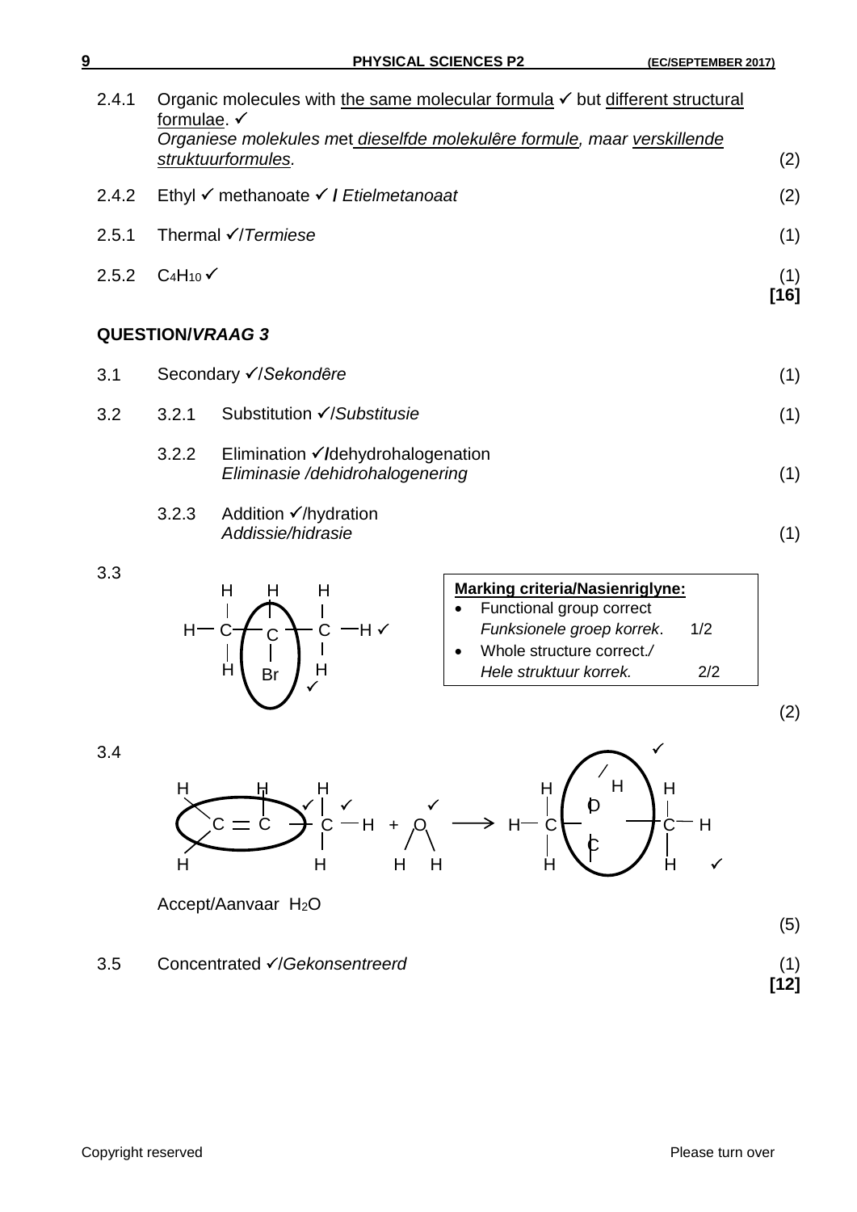2.4.1 Organic molecules with the same molecular formula ✓ but different structural formulae. ✓
*Organiese molekules met dieselfde molekulêre formule, maar verskillende struktuurformules.* (2)

2.4.2 Ethyl ✓ methanoate ✓ / *Etielmetanoaat* (2)

2.5.1 Thermal ✓/*Termiese* (1)

2.5.2 $C_4H_{10}$ ✓ (1)
**[16]**

## QUESTION/*VRAAG* 3

3.1 Secondary ✓/*Sekondêre* (1)

3.2

3.2.1 Substitution ✓/*Substitusie* (1)

3.2.2 Elimination ✓/dehydrohalogenation
*Eliminasie /dehidrohalogenering* (1)

3.2.3 Addition ✓/hydration
*Addissie/hidrasie* (1)

3.3

```
    H   H   H
    |   |   |
H — C — C — C — H ✓
    |   |   |
    H   Br  H
          ✓
```

**Marking criteria/Nasienriglyne:**
- Functional group correct
  *Funksionele groep korrek.* 1/2
- Whole structure correct./
  *Hele struktuur korrek.* 2/2

(2)

3.4

```
H       H   H                              H   H   H
 \     |    | ✓       ✓                    |   |   |
  C ═ C  — C — H  +   O      ⟶        H — C — C — C — H
 /          |        / \                   |   |   |
H           H       H   H                  H   O   H  ✓
                                               |
                                               H  ✓
```

Accept/*Aanvaar* $H_2O$

(5)

3.5 Concentrated ✓/*Gekonsentreerd* (1)
**[12]**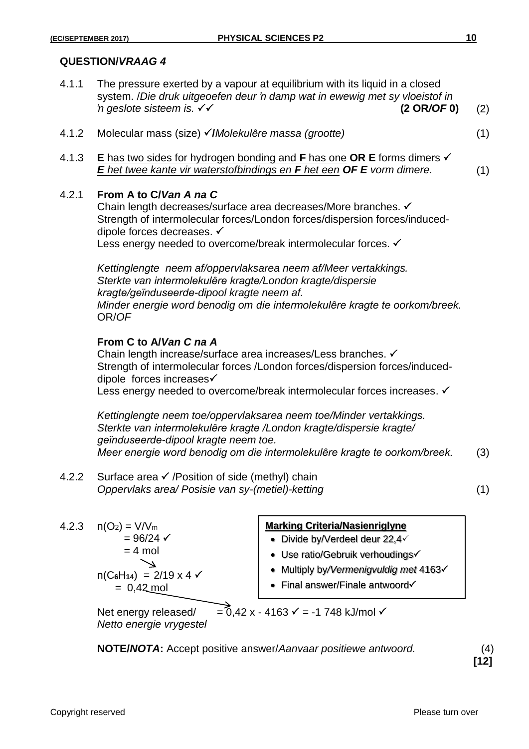## QUESTION/*VRAAG* 4

4.1.1 The pressure exerted by a vapour at equilibrium with its liquid in a closed system. /*Die druk uitgeoefen deur 'n damp wat in ewewig met sy vloeistof in 'n geslote sisteem is.* ✓✓ **(2 OR/*OF* 0)** (2)

4.1.2 Molecular mass (size) ✓/*Molekulêre massa (grootte)* (1)

4.1.3 <u>**E** has two sides for hydrogen bonding and **F** has one</u> **OR E** forms dimers ✓
***<u>E het twee kante vir waterstofbindings en F het een</u> OF E** vorm dimere.* (1)

4.2.1 **From A to C/*Van A na C***
Chain length decreases/surface area decreases/More branches. ✓
Strength of intermolecular forces/London forces/dispersion forces/induced-dipole forces decreases. ✓
Less energy needed to overcome/break intermolecular forces. ✓

*Kettinglengte neem af/oppervlaksarea neem af/Meer vertakkings.*
*Sterkte van intermolekulêre kragte/London kragte/dispersie kragte/geïnduseerde-dipool kragte neem af.*
*Minder energie word benodig om die intermolekulêre kragte te oorkom/breek.*
OR/*OF*

**From C to A/*Van C na A***
Chain length increase/surface area increases/Less branches. ✓
Strength of intermolecular forces /London forces/dispersion forces/induced-dipole forces increases✓
Less energy needed to overcome/break intermolecular forces increases. ✓

*Kettinglengte neem toe/oppervlaksarea neem toe/Minder vertakkings.*
*Sterkte van intermolekulêre kragte /London kragte/dispersie kragte/ geïnduseerde-dipool kragte neem toe.*
*Meer energie word benodig om die intermolekulêre kragte te oorkom/breek.* (3)

4.2.2 Surface area ✓ /Position of side (methyl) chain
*Oppervlaks area/ Posisie van sy-(metiel)-ketting* (1)

4.2.3 $n(O_2) = V/V_m$
$= 96/24$ ✓
$= 4$ mol

$n(C_6H_{14}) = 2/19 \times 4$ ✓
$= 0,42$ mol

Net energy released/ *Netto energie vrygestel* $= 0,42 \times -4163$ ✓ $= -1\ 748$ kJ/mol ✓

**Marking Criteria/Nasienriglyne**
- Divide by/Verdeel deur 22,4✓
- Use ratio/Gebruik verhoudings✓
- Multiply by/*Vermenigvuldig met* 4163✓
- Final answer/Finale antwoord✓

**NOTE/*NOTA*:** Accept positive answer/*Aanvaar positiewe antwoord.* (4)

**[12]**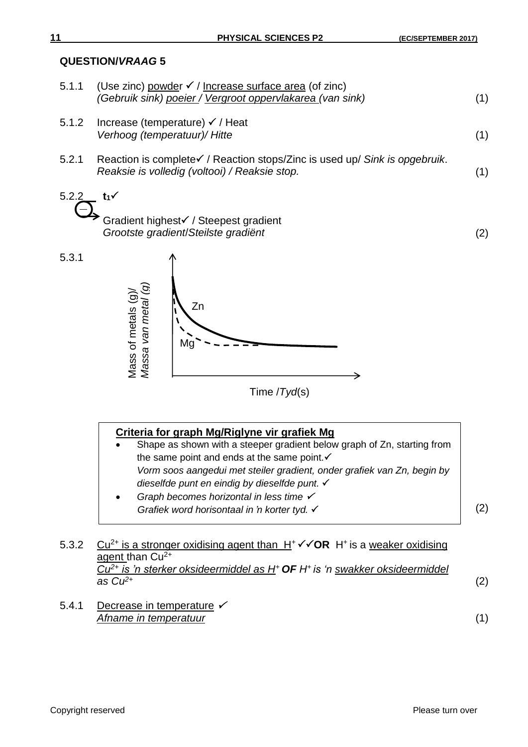## QUESTION/*VRAAG* 5

5.1.1 (Use zinc) powder ✓ / Increase surface area (of zinc)
*(Gebruik sink) poeier / Vergroot oppervlakarea (van sink)* (1)

5.1.2 Increase (temperature) ✓ / Heat
*Verhoog (temperatuur)/ Hitte* (1)

5.2.1 Reaction is complete✓ / Reaction stops/Zinc is used up/ *Sink is opgebruik*.
*Reaksie is volledig (voltooi) / Reaksie stop.* (1)

5.2.2 **$t_1$**✓

Gradient highest✓ / Steepest gradient
*Grootste gradient/Steilste gradiënt* (2)

5.3.1

Mass of metals (g)/ *Massa van metal (g)*

Zn

Mg

Time /*Tyd*(s)

**Criteria for graph Mg/Riglyne vir grafiek Mg**

- Shape as shown with a steeper gradient below graph of Zn, starting from the same point and ends at the same point.✓
  *Vorm soos aangedui met steiler gradient, onder grafiek van Zn, begin by dieselfde punt en eindig by dieselfde punt.* ✓
- *Graph becomes horizontal in less time* ✓
  *Grafiek word horisontaal in 'n korter tyd.* ✓

(2)

5.3.2 $Cu^{2+}$ is a stronger oxidising agent than $H^+$ ✓✓**OR** $H^+$ is a weaker oxidising agent than $Cu^{2+}$
*$Cu^{2+}$ is 'n sterker oksideermiddel as $H^+$* ***OF*** *$H^+$ is 'n swakker oksideermiddel as $Cu^{2+}$* (2)

5.4.1 Decrease in temperature ✓
*Afname in temperatuur* (1)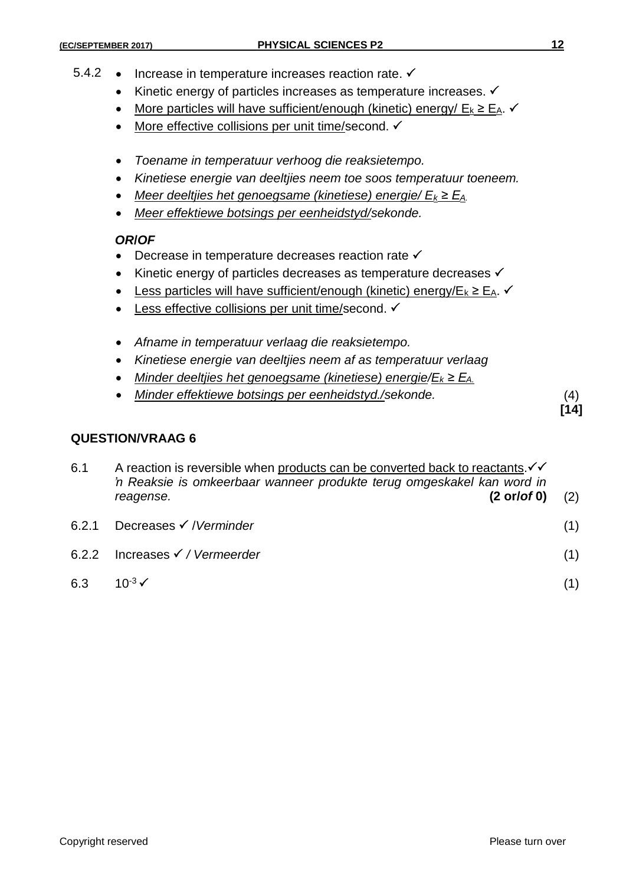5.4.2

- Increase in temperature increases reaction rate. ✓
- Kinetic energy of particles increases as temperature increases. ✓
- More particles will have sufficient/enough (kinetic) energy/ $E_k \geq E_A$. ✓
- More effective collisions per unit time/second. ✓

- *Toename in temperatuur verhoog die reaksietempo.*
- *Kinetiese energie van deeltjies neem toe soos temperatuur toeneem.*
- *Meer deeltjies het genoegsame (kinetiese) energie/ $E_k \geq E_A$.*
- *Meer effektiewe botsings per eenheidstyd/sekonde.*

***OR/OF***

- Decrease in temperature decreases reaction rate ✓
- Kinetic energy of particles decreases as temperature decreases ✓
- Less particles will have sufficient/enough (kinetic) energy/$E_k \geq E_A$. ✓
- Less effective collisions per unit time/second. ✓

- *Afname in temperatuur verlaag die reaksietempo.*
- *Kinetiese energie van deeltjies neem af as temperatuur verlaag*
- *Minder deeltjies het genoegsame (kinetiese) energie/$E_k \geq E_A$.*
- *Minder effektiewe botsings per eenheidstyd./sekonde.* (4)

**[14]**

## QUESTION/VRAAG 6

6.1 A reaction is reversible when products can be converted back to reactants.✓✓
*'n Reaksie is omkeerbaar wanneer produkte terug omgeskakel kan word in reagense.* **(2 or/*of* 0)** (2)

6.2.1 Decreases ✓ /*Verminder* (1)

6.2.2 Increases ✓ / *Vermeerder* (1)

6.3 $10^{-3}$ ✓ (1)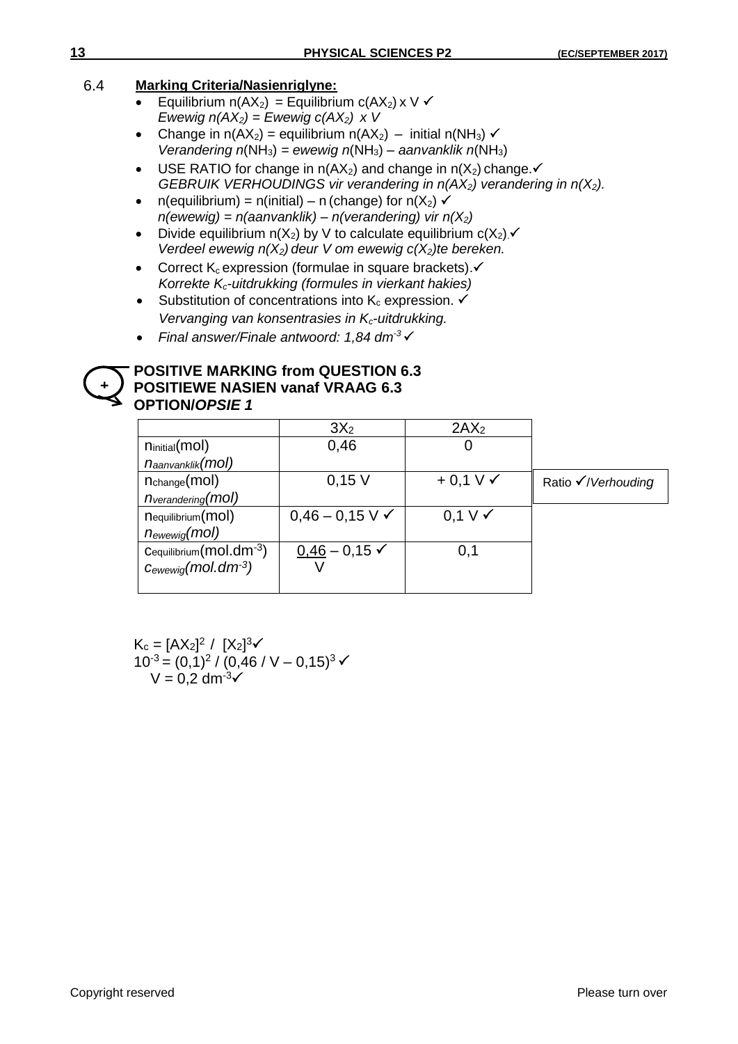6.4 **Marking Criteria/Nasienriglyne:**

- Equilibrium $n(AX_2)$ = Equilibrium $c(AX_2)$ x V ✓
  *Ewewig $n(AX_2)$ = Ewewig $c(AX_2)$ x V*
- Change in $n(AX_2)$ = equilibrium $n(AX_2)$ – initial $n(NH_3)$ ✓
  *Verandering $n(NH_3)$ = ewewig $n(NH_3)$ – aanvanklik $n(NH_3)$*
- USE RATIO for change in $n(AX_2)$ and change in $n(X_2)$ change.✓
  *GEBRUIK VERHOUDINGS vir verandering in $n(AX_2)$ verandering in $n(X_2)$.*
- n(equilibrium) = n(initial) – n (change) for $n(X_2)$ ✓
  *n(ewewig) = n(aanvanklik) – n(verandering) vir $n(X_2)$*
- Divide equilibrium $n(X_2)$ by V to calculate equilibrium $c(X_2)$.✓
  *Verdeel ewewig $n(X_2)$ deur V om ewewig $c(X_2)$te bereken.*
- Correct $K_c$ expression (formulae in square brackets).✓
  *Korrekte $K_c$-uitdrukking (formules in vierkant hakies)*
- Substitution of concentrations into $K_c$ expression. ✓
  *Vervanging van konsentrasies in $K_c$-uitdrukking.*
- *Final answer/Finale antwoord: 1,84 $dm^{-3}$* ✓

**POSITIVE MARKING from QUESTION 6.3**
**POSITIEWE NASIEN vanaf VRAAG 6.3**
**OPTION/*OPSIE 1***

| | $3X_2$ | $2AX_2$ | |
|---|---|---|---|
| $n_{initial}$(mol) *$n_{aanvanklik}$(mol)* | 0,46 | 0 | |
| $n_{change}$(mol) *$n_{verandering}$(mol)* | 0,15 V | + 0,1 V ✓ | Ratio ✓/*Verhouding* |
| $n_{equilibrium}$(mol) *$n_{ewewig}$(mol)* | 0,46 – 0,15 V ✓ | 0,1 V ✓ | |
| $c_{equilibrium}$($mol.dm^{-3}$) *$c_{ewewig}$($mol.dm^{-3}$)* | $\frac{0,46}{V}$ – 0,15 ✓ | 0,1 | |

$K_c = [AX_2]^2 / [X_2]^3$✓

$10^{-3} = (0,1)^2 / (0,46 / V – 0,15)^3$ ✓

$V = 0,2\ dm^{-3}$✓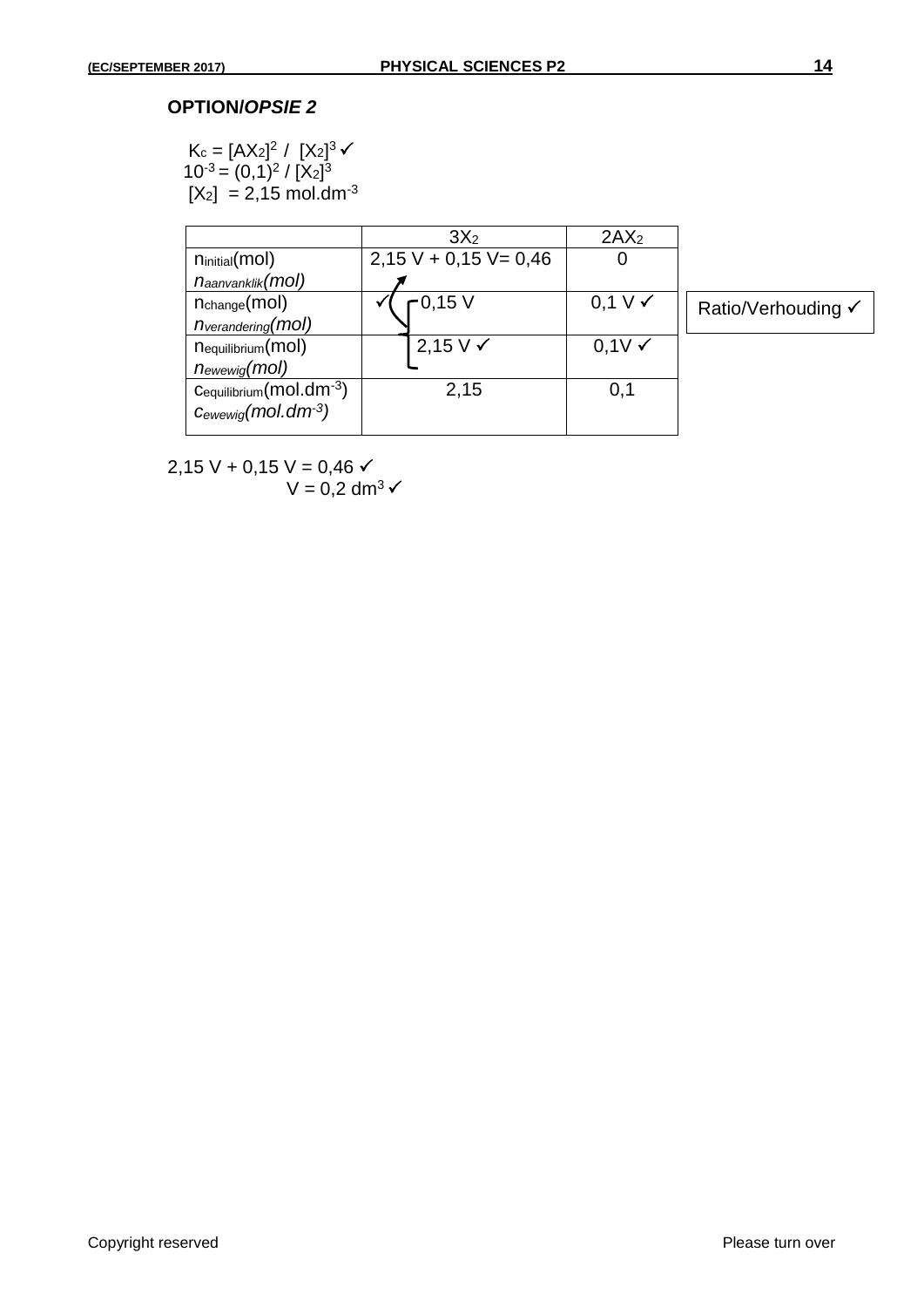**OPTION/*OPSIE 2***

$K_c = [AX_2]^2 / [X_2]^3$ ✓

$10^{-3} = (0,1)^2 / [X_2]^3$

$[X_2] = 2,15 \text{ mol.dm}^{-3}$

| | $3X_2$ | $2AX_2$ | |
|---|---|---|---|
| $n_{initial}$(mol) *$n_{aanvanklik}$(mol)* | 2,15 V + 0,15 V= 0,46 | 0 | |
| $n_{change}$(mol) *$n_{verandering}$(mol)* | ✓ 0,15 V | 0,1 V ✓ | Ratio/Verhouding ✓ |
| $n_{equilibrium}$(mol) *$n_{ewewig}$(mol)* | 2,15 V ✓ | 0,1V ✓ | |
| $c_{equilibrium}$($\text{mol.dm}^{-3}$) *$c_{ewewig}$($\text{mol.dm}^{-3}$)* | 2,15 | 0,1 | |

2,15 V + 0,15 V = 0,46 ✓

$V = 0,2 \text{ dm}^3$ ✓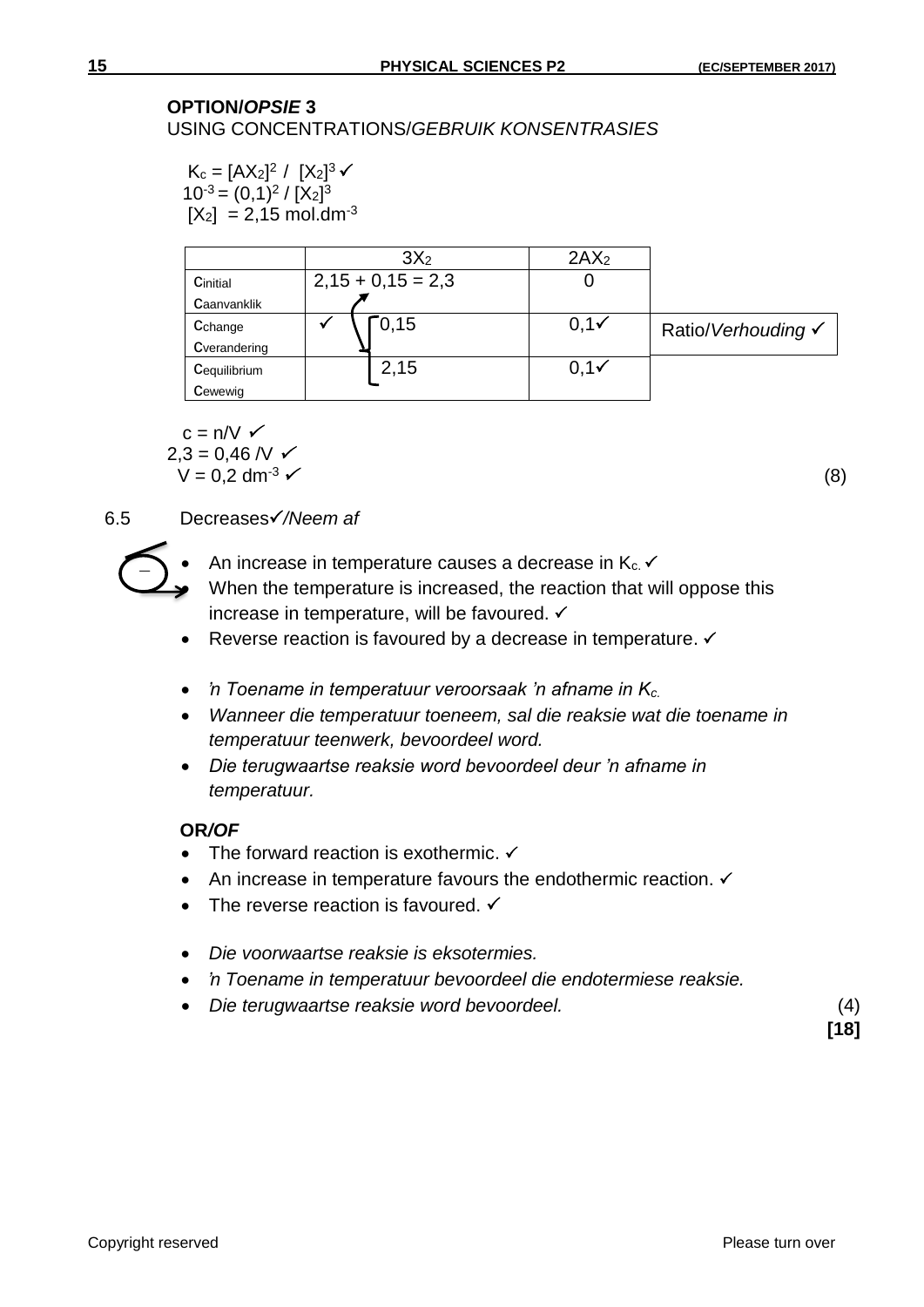**OPTION/*OPSIE* 3**
USING CONCENTRATIONS/*GEBRUIK KONSENTRASIES*

$K_c = [AX_2]^2 / [X_2]^3$ ✓
$10^{-3} = (0,1)^2 / [X_2]^3$
$[X_2] = 2,15 \text{ mol.dm}^{-3}$

| | $3X_2$ | $2AX_2$ | |
|---|---|---|---|
| $c_{initial}$ $c_{aanvanklik}$ | 2,15 + 0,15 = 2,3 | 0 | |
| $c_{change}$ $c_{verandering}$ | ✓ 0,15 | 0,1✓ | Ratio/*Verhouding* ✓ |
| $c_{equilibrium}$ $c_{ewewig}$ | 2,15 | 0,1✓ | |

$c = n/V$ ✓
$2,3 = 0,46 / V$ ✓
$V = 0,2 \text{ dm}^{-3}$ ✓ (8)

6.5 Decreases✓/*Neem af*

- An increase in temperature causes a decrease in $K_c$. ✓
- When the temperature is increased, the reaction that will oppose this increase in temperature, will be favoured. ✓
- Reverse reaction is favoured by a decrease in temperature. ✓

- *'n Toename in temperatuur veroorsaak 'n afname in $K_c$.*
- *Wanneer die temperatuur toeneem, sal die reaksie wat die toename in temperatuur teenwerk, bevoordeel word.*
- *Die terugwaartse reaksie word bevoordeel deur 'n afname in temperatuur.*

**OR/*OF***

- The forward reaction is exothermic. ✓
- An increase in temperature favours the endothermic reaction. ✓
- The reverse reaction is favoured. ✓

- *Die voorwaartse reaksie is eksotermies.*
- *'n Toename in temperatuur bevoordeel die endotermiese reaksie.*
- *Die terugwaartse reaksie word bevoordeel.* (4)

**[18]**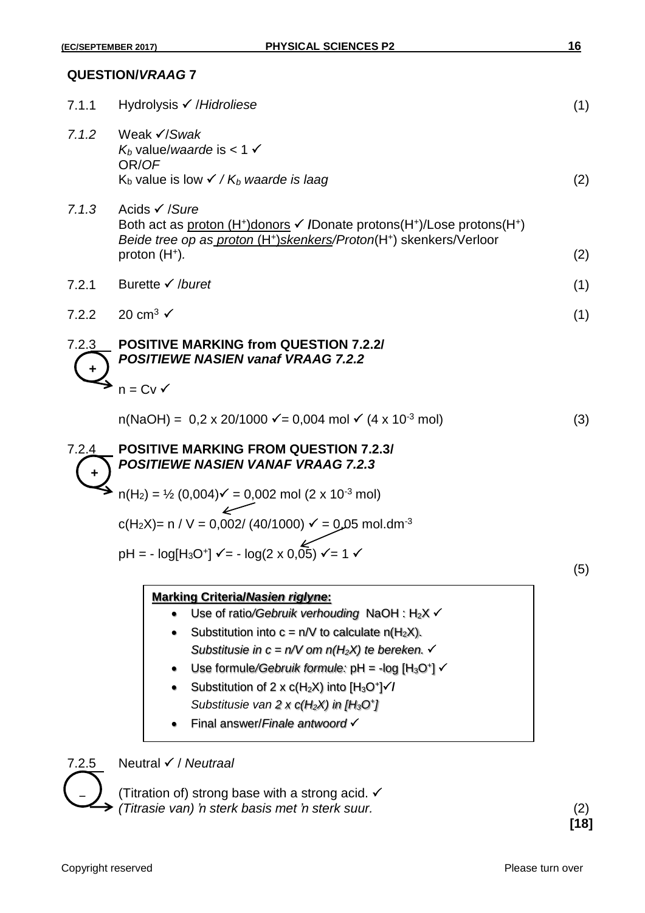## QUESTION/*VRAAG* 7

7.1.1 Hydrolysis ✓ /*Hidroliese* (1)

7.1.2 Weak ✓/*Swak*
$K_b$ value/*waarde* is < 1 ✓
OR/*OF*
$K_b$ value is low ✓ / *$K_b$ waarde is laag* (2)

7.1.3 Acids ✓ /*Sure*
Both act as proton ($H^+$)donors ✓ /Donate protons($H^+$)/Lose protons($H^+$)
*Beide tree op as proton ($H^+$)skenkers/Proton($H^+$) skenkers/Verloor proton ($H^+$).* (2)

7.2.1 Burette ✓ /*buret* (1)

7.2.2 20 $cm^3$ ✓ (1)

7.2.3 **POSITIVE MARKING from QUESTION 7.2.2/ *POSITIEWE NASIEN vanaf VRAAG 7.2.2***

$n = Cv$ ✓

$n(NaOH) = 0{,}2 \times 20/1000$ ✓ $= 0{,}004$ mol ✓ ($4 \times 10^{-3}$ mol) (3)

7.2.4 **POSITIVE MARKING FROM QUESTION 7.2.3/ *POSITIEWE NASIEN VANAF VRAAG 7.2.3***

$n(H_2) = ½ (0{,}004)$ ✓ $= 0{,}002$ mol ($2 \times 10^{-3}$ mol)

$c(H_2X) = n / V = 0{,}002 / (40/1000)$ ✓ $= 0{,}05$ $mol.dm^{-3}$

$pH = - \log[H_3O^+]$ ✓ $= - \log(2 \times 0{,}05)$ ✓ $= 1$ ✓

(5)

**Marking Criteria/*Nasien riglyne*:**
- Use of ratio/*Gebruik verhouding* $NaOH : H_2X$ ✓
- Substitution into $c = n/V$ to calculate $n(H_2X)$. *Substitusie in $c = n/V$ om $n(H_2X)$ te bereken.* ✓
- Use formule/*Gebruik formule:* $pH = -\log [H_3O^+]$ ✓
- Substitution of $2 \times c(H_2X)$ into $[H_3O^+]$✓/ *Substitusie van $2 \times c(H_2X)$ in $[H_3O^+]$*
- Final answer/*Finale antwoord* ✓

7.2.5 Neutral ✓ / *Neutraal*

(Titration of) strong base with a strong acid. ✓
*(Titrasie van) 'n sterk basis met 'n sterk suur.* (2)

**[18]**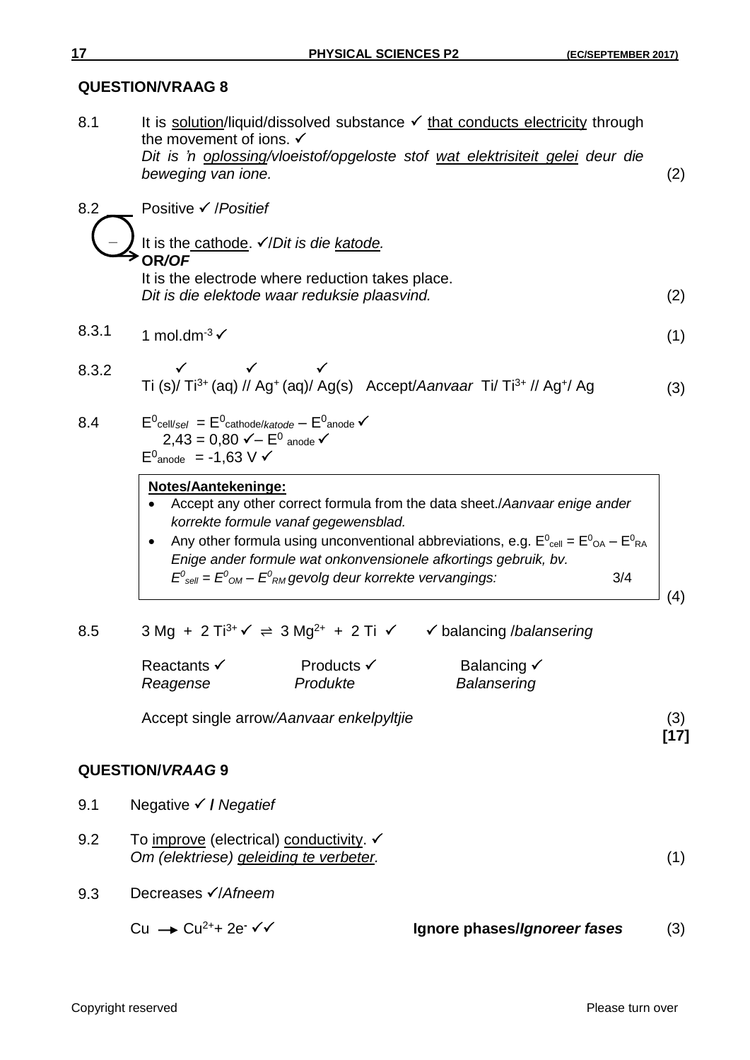## QUESTION/VRAAG 8

8.1 It is solution/liquid/dissolved substance ✓ that conducts electricity through the movement of ions. ✓
*Dit is 'n oplossing/vloeistof/opgeloste stof wat elektrisiteit gelei deur die beweging van ione.* (2)

8.2 Positive ✓ /*Positief*

It is the cathode. ✓/*Dit is die katode.*
**OR/*OF***
It is the electrode where reduction takes place.
*Dit is die elektode waar reduksie plaasvind.* (2)

8.3.1 1 $mol.dm^{-3}$ ✓ (1)

8.3.2 $Ti (s)$ ✓ / $Ti^{3+} (aq)$ ✓ // $Ag^+ (aq)$ ✓ / $Ag(s)$ Accept/*Aanvaar* $Ti/ Ti^{3+} // Ag^+/ Ag$ (3)

8.4 $E^0_{cell/sel} = E^0_{cathode/katode} - E^0_{anode}$ ✓
$2,43 = 0,80$ ✓ $- E^0_{anode}$ ✓
$E^0_{anode} = -1,63$ V ✓

**Notes/Aantekeninge:**
- Accept any other correct formula from the data sheet./*Aanvaar enige ander korrekte formule vanaf gegewensblad.*
- Any other formula using unconventional abbreviations, e.g. $E^0_{cell} = E^0_{OA} - E^0_{RA}$
*Enige ander formule wat onkonvensionele afkortings gebruik, bv.*
$E^0_{sell} = E^0_{OM} - E^0_{RM}$ *gevolg deur korrekte vervangings:* 3/4

(4)

8.5 $3 Mg + 2 Ti^{3+}$ ✓ $\rightleftharpoons 3 Mg^{2+} + 2 Ti$ ✓ ✓ balancing /*balansering*

Reactants ✓ *Reagense* Products ✓ *Produkte* Balancing ✓ *Balansering*

Accept single arrow/*Aanvaar enkelpyltjie* (3)
**[17]**

## QUESTION/*VRAAG* 9

9.1 Negative ✓ / *Negatief*

9.2 To improve (electrical) conductivity. ✓
*Om (elektriese) geleiding te verbeter.* (1)

9.3 Decreases ✓/*Afneem*

$Cu \rightarrow Cu^{2+} + 2e^-$ ✓✓ **Ignore phases/*Ignoreer fases*** (3)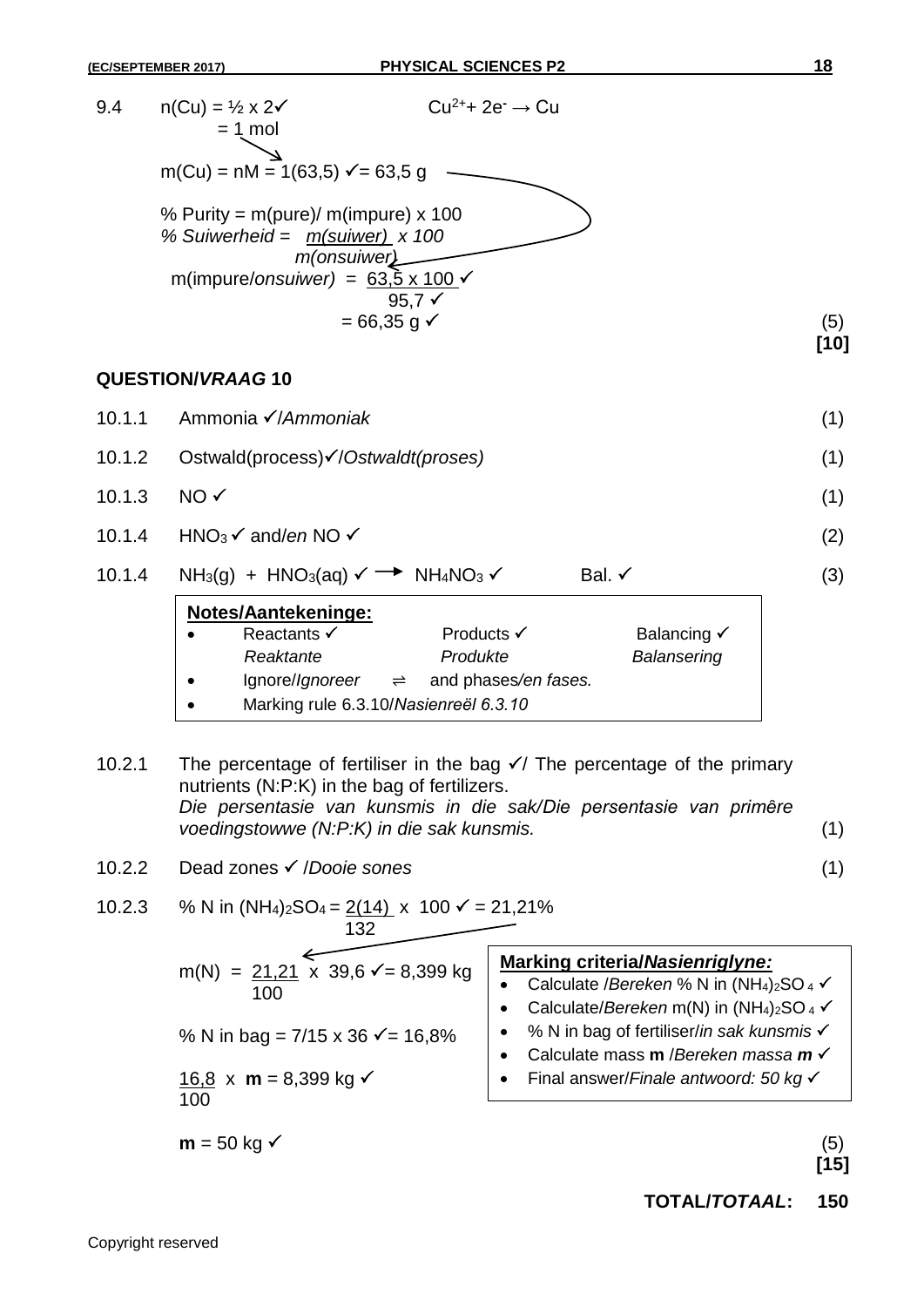9.4 $n(Cu) = \frac{1}{2} \times 2$ ✓ $Cu^{2+} + 2e^- \rightarrow Cu$

$= 1$ mol

$m(Cu) = nM = 1(63,5)$ ✓ $= 63,5$ g

% Purity = m(pure)/ m(impure) x 100

*% Suiwerheid* = $\frac{m(suiwer)}{m(onsuiwer)} \times 100$

m(impure/*onsuiwer*) = $\frac{63,5 \times 100}{95,7}$ ✓ ✓

$= 66,35$ g ✓ (5)

**[10]**

## QUESTION/*VRAAG* 10

10.1.1 Ammonia ✓/*Ammoniak* (1)

10.1.2 Ostwald(process)✓/*Ostwaldt(proses)* (1)

10.1.3 NO ✓ (1)

10.1.4 $HNO_3$ ✓ and/*en* NO ✓ (2)

10.1.4 $NH_3(g) + HNO_3(aq)$ ✓ $\rightarrow NH_4NO_3$ ✓ Bal. ✓ (3)

**Notes/Aantekeninge:**
- Reactants ✓ *Reaktante* Products ✓ *Produkte* Balancing ✓ *Balansering*
- Ignore/*Ignoreer* ⇌ and phases/*en fases.*
- Marking rule 6.3.10/*Nasienreël 6.3.10*

10.2.1 The percentage of fertiliser in the bag ✓/ The percentage of the primary nutrients (N:P:K) in the bag of fertilizers.
*Die persentasie van kunsmis in die sak/Die persentasie van primêre voedingstowwe (N:P:K) in die sak kunsmis.* (1)

10.2.2 Dead zones ✓ /*Dooie sones* (1)

10.2.3 % N in $(NH_4)_2SO_4 = \frac{2(14)}{132} \times 100$ ✓ $= 21,21\%$

$m(N) = \frac{21,21}{100} \times 39,6$ ✓ $= 8,399$ kg

% N in bag = $7/15 \times 36$ ✓ $= 16,8\%$

$\frac{16,8}{100} \times \mathbf{m} = 8,399$ kg ✓

$\mathbf{m} = 50$ kg ✓ (5)

**Marking criteria/*Nasienriglyne:***
- Calculate /*Bereken* % N in $(NH_4)_2SO_4$ ✓
- Calculate/*Bereken* m(N) in $(NH_4)_2SO_4$ ✓
- % N in bag of fertiliser/*in sak kunsmis* ✓
- Calculate mass **m** /*Bereken massa* ***m*** ✓
- Final answer/*Finale antwoord: 50 kg* ✓

**[15]**

**TOTAL/*TOTAAL*: 150**